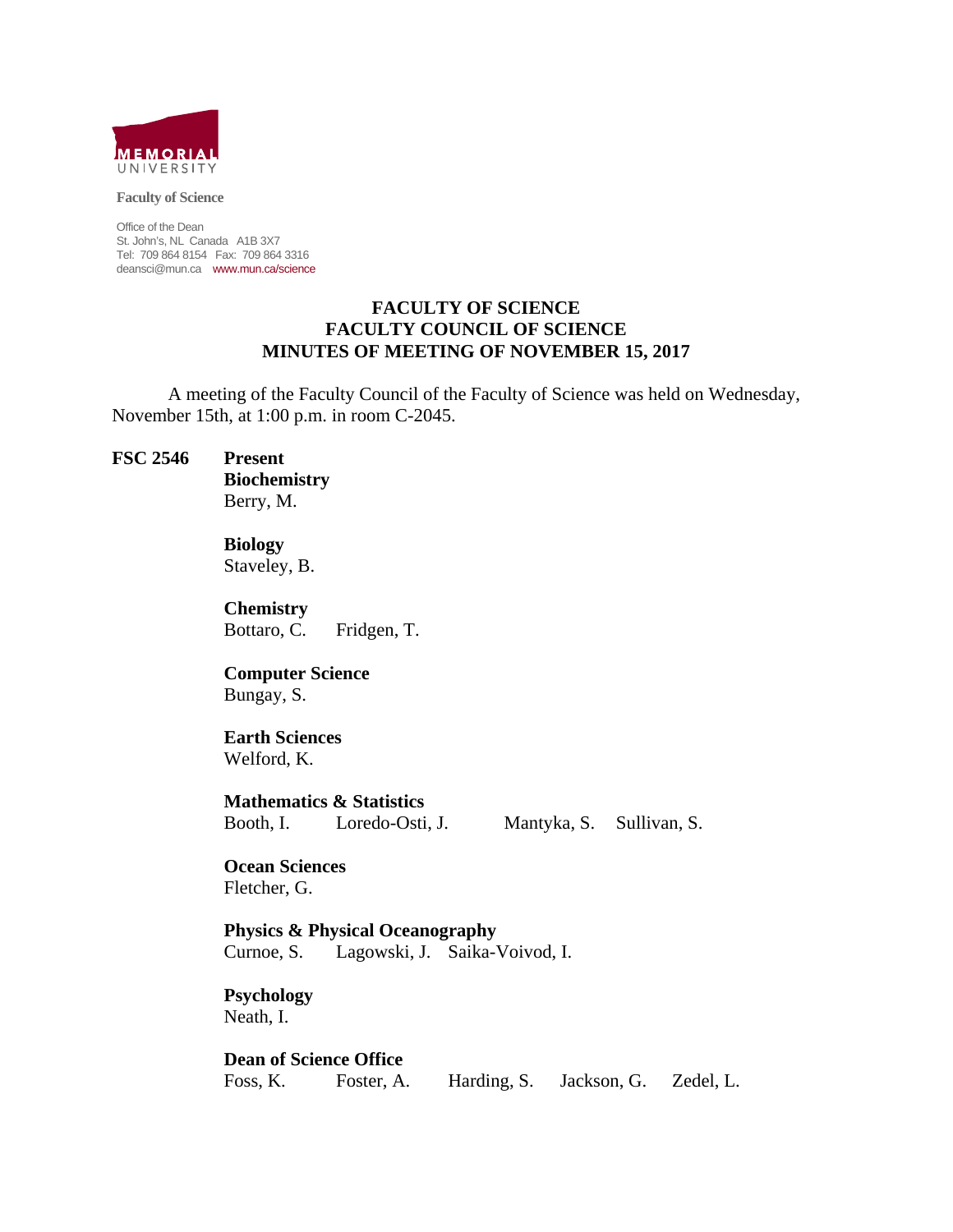MEMORIAL UNIVERSITY

**Faculty of Science**

Office of the Dean
St. John's, NL Canada A1B 3X7
Tel: 709 864 8154 Fax: 709 864 3316
deansci@mun.ca www.mun.ca/science

# FACULTY OF SCIENCE
# FACULTY COUNCIL OF SCIENCE
# MINUTES OF MEETING OF NOVEMBER 15, 2017

A meeting of the Faculty Council of the Faculty of Science was held on Wednesday, November 15th, at 1:00 p.m. in room C-2045.

**FSC 2546** **Present**

**Biochemistry**
Berry, M.

**Biology**
Staveley, B.

**Chemistry**
Bottaro, C. Fridgen, T.

**Computer Science**
Bungay, S.

**Earth Sciences**
Welford, K.

**Mathematics & Statistics**
Booth, I. Loredo-Osti, J. Mantyka, S. Sullivan, S.

**Ocean Sciences**
Fletcher, G.

**Physics & Physical Oceanography**
Curnoe, S. Lagowski, J. Saika-Voivod, I.

**Psychology**
Neath, I.

**Dean of Science Office**
Foss, K. Foster, A. Harding, S. Jackson, G. Zedel, L.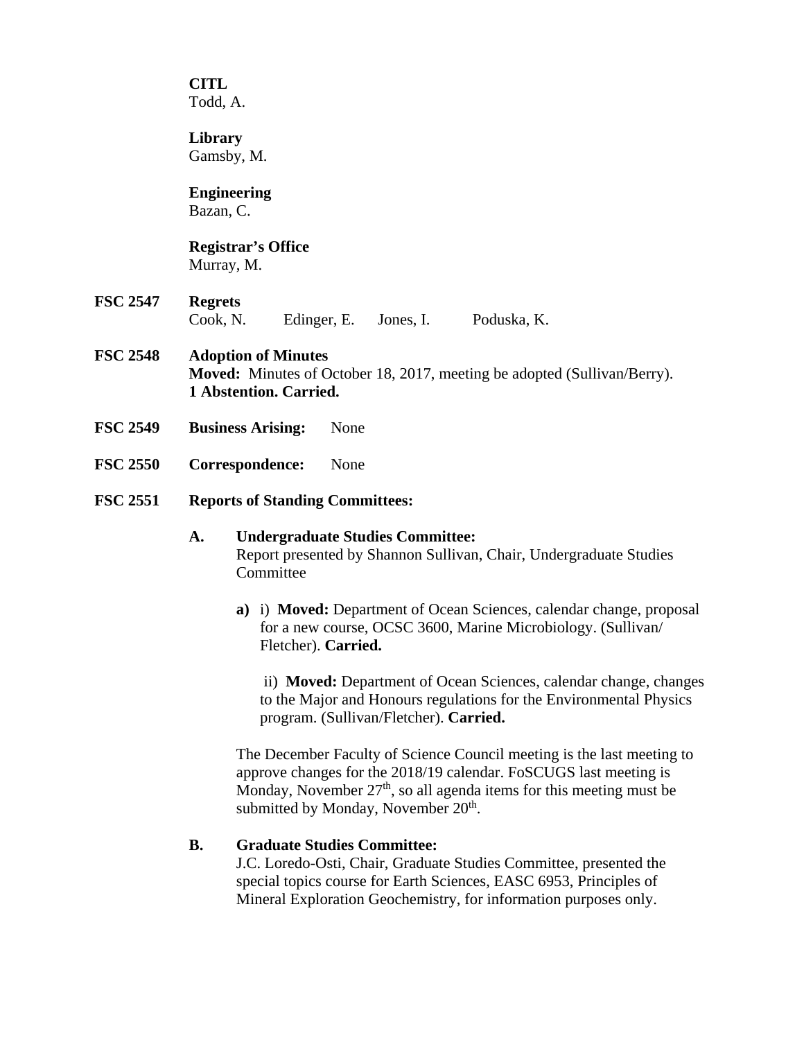**CITL**
Todd, A.

**Library**
Gamsby, M.

**Engineering**
Bazan, C.

**Registrar's Office**
Murray, M.

**FSC 2547 Regrets**

Cook, N. Edinger, E. Jones, I. Poduska, K.

**FSC 2548 Adoption of Minutes**

**Moved:** Minutes of October 18, 2017, meeting be adopted (Sullivan/Berry). **1 Abstention. Carried.**

**FSC 2549 Business Arising:** None

**FSC 2550 Correspondence:** None

**FSC 2551 Reports of Standing Committees:**

**A. Undergraduate Studies Committee:**
Report presented by Shannon Sullivan, Chair, Undergraduate Studies Committee

**a)** i) **Moved:** Department of Ocean Sciences, calendar change, proposal for a new course, OCSC 3600, Marine Microbiology. (Sullivan/ Fletcher). **Carried.**

ii) **Moved:** Department of Ocean Sciences, calendar change, changes to the Major and Honours regulations for the Environmental Physics program. (Sullivan/Fletcher). **Carried.**

The December Faculty of Science Council meeting is the last meeting to approve changes for the 2018/19 calendar. FoSCUGS last meeting is Monday, November 27th, so all agenda items for this meeting must be submitted by Monday, November 20th.

**B. Graduate Studies Committee:**
J.C. Loredo-Osti, Chair, Graduate Studies Committee, presented the special topics course for Earth Sciences, EASC 6953, Principles of Mineral Exploration Geochemistry, for information purposes only.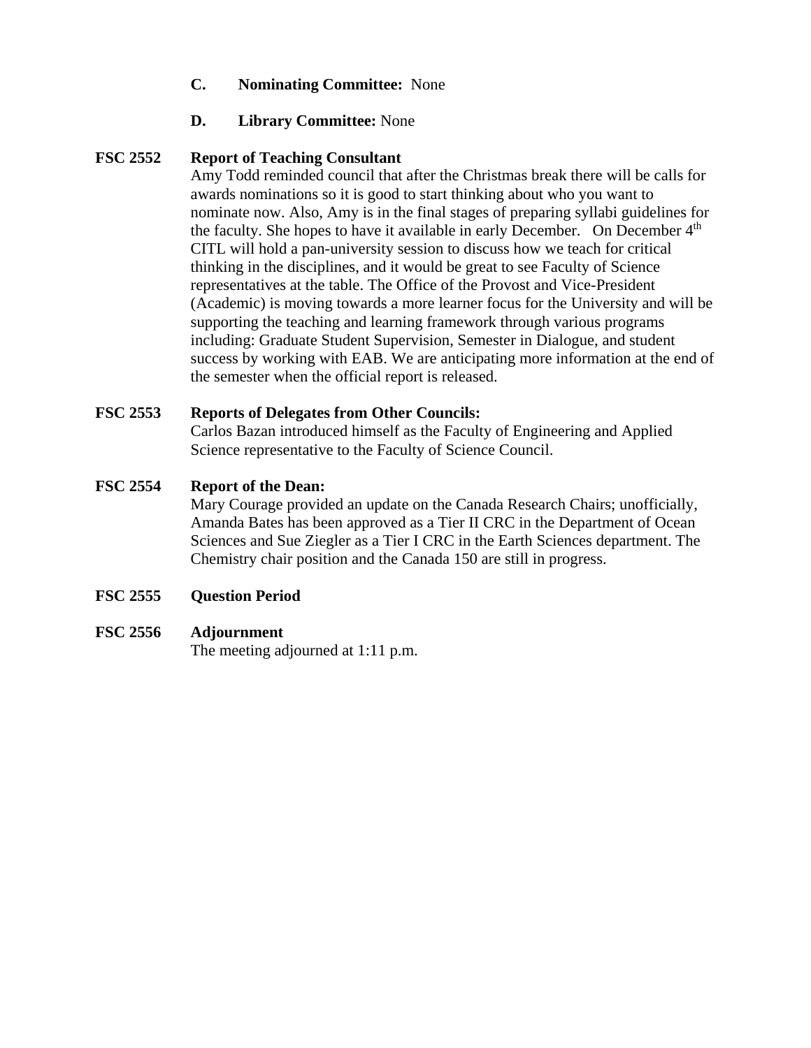**C. Nominating Committee:** None

**D. Library Committee:** None

**FSC 2552 Report of Teaching Consultant**

Amy Todd reminded council that after the Christmas break there will be calls for awards nominations so it is good to start thinking about who you want to nominate now. Also, Amy is in the final stages of preparing syllabi guidelines for the faculty. She hopes to have it available in early December. On December 4th CITL will hold a pan-university session to discuss how we teach for critical thinking in the disciplines, and it would be great to see Faculty of Science representatives at the table. The Office of the Provost and Vice-President (Academic) is moving towards a more learner focus for the University and will be supporting the teaching and learning framework through various programs including: Graduate Student Supervision, Semester in Dialogue, and student success by working with EAB. We are anticipating more information at the end of the semester when the official report is released.

**FSC 2553 Reports of Delegates from Other Councils:**

Carlos Bazan introduced himself as the Faculty of Engineering and Applied Science representative to the Faculty of Science Council.

**FSC 2554 Report of the Dean:**

Mary Courage provided an update on the Canada Research Chairs; unofficially, Amanda Bates has been approved as a Tier II CRC in the Department of Ocean Sciences and Sue Ziegler as a Tier I CRC in the Earth Sciences department. The Chemistry chair position and the Canada 150 are still in progress.

**FSC 2555 Question Period**

**FSC 2556 Adjournment**

The meeting adjourned at 1:11 p.m.